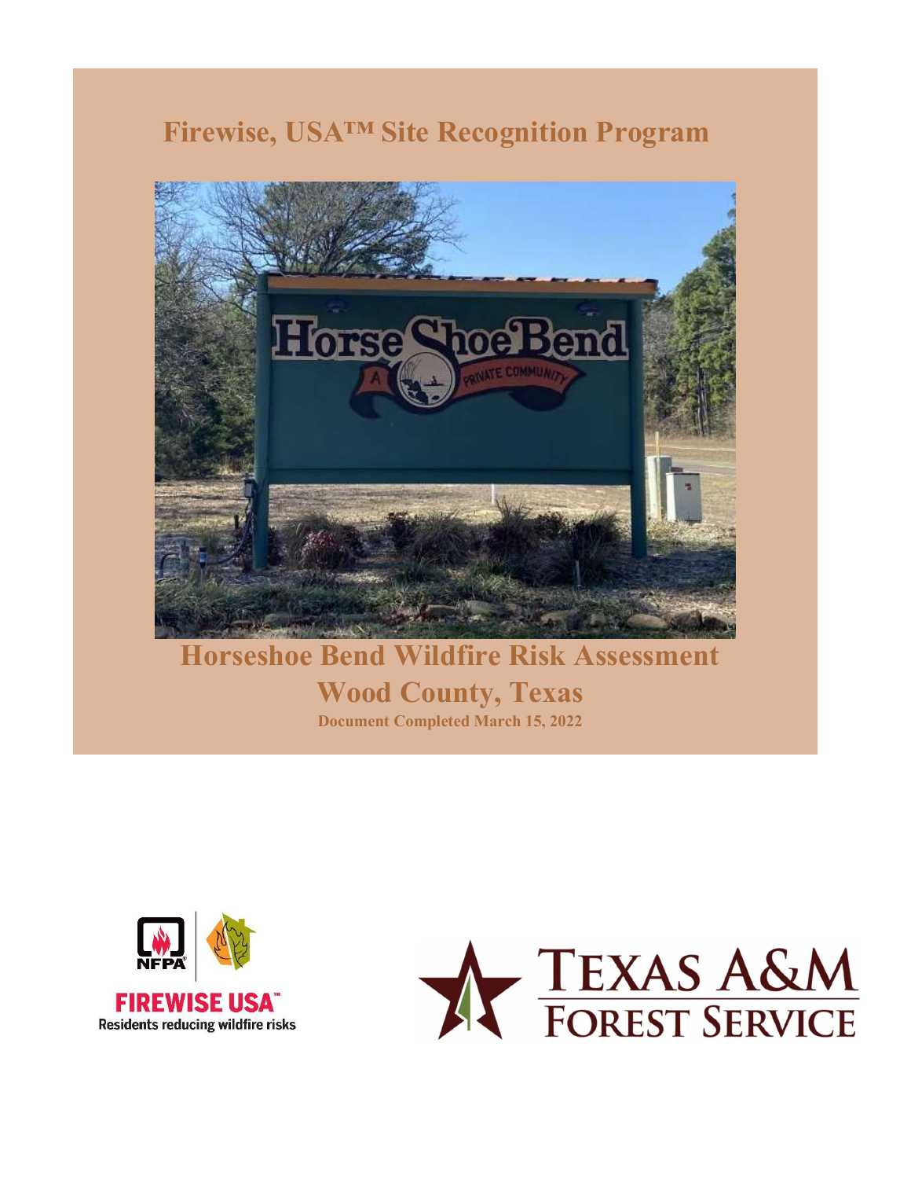# Firewise, USA™ Site Recognition Program

# Horseshoe Bend Wildfire Risk Assessment

## Wood County, Texas

**Document Completed March 15, 2022**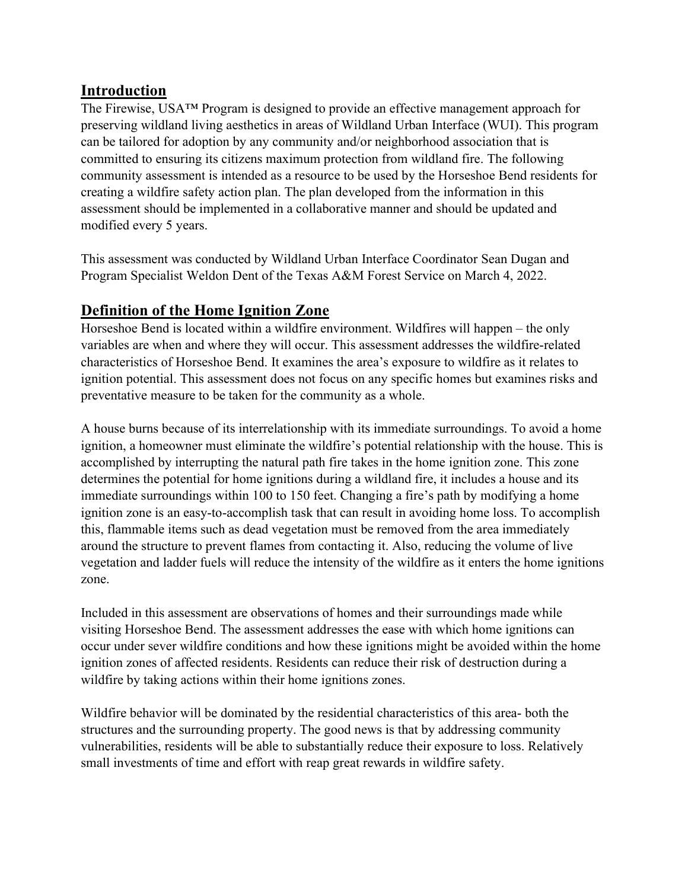## Introduction

The Firewise, USA™ Program is designed to provide an effective management approach for preserving wildland living aesthetics in areas of Wildland Urban Interface (WUI). This program can be tailored for adoption by any community and/or neighborhood association that is committed to ensuring its citizens maximum protection from wildland fire. The following community assessment is intended as a resource to be used by the Horseshoe Bend residents for creating a wildfire safety action plan. The plan developed from the information in this assessment should be implemented in a collaborative manner and should be updated and modified every 5 years.

This assessment was conducted by Wildland Urban Interface Coordinator Sean Dugan and Program Specialist Weldon Dent of the Texas A&M Forest Service on March 4, 2022.

## Definition of the Home Ignition Zone

Horseshoe Bend is located within a wildfire environment. Wildfires will happen – the only variables are when and where they will occur. This assessment addresses the wildfire-related characteristics of Horseshoe Bend. It examines the area's exposure to wildfire as it relates to ignition potential. This assessment does not focus on any specific homes but examines risks and preventative measure to be taken for the community as a whole.

A house burns because of its interrelationship with its immediate surroundings. To avoid a home ignition, a homeowner must eliminate the wildfire's potential relationship with the house. This is accomplished by interrupting the natural path fire takes in the home ignition zone. This zone determines the potential for home ignitions during a wildland fire, it includes a house and its immediate surroundings within 100 to 150 feet. Changing a fire's path by modifying a home ignition zone is an easy-to-accomplish task that can result in avoiding home loss. To accomplish this, flammable items such as dead vegetation must be removed from the area immediately around the structure to prevent flames from contacting it. Also, reducing the volume of live vegetation and ladder fuels will reduce the intensity of the wildfire as it enters the home ignitions zone.

Included in this assessment are observations of homes and their surroundings made while visiting Horseshoe Bend. The assessment addresses the ease with which home ignitions can occur under sever wildfire conditions and how these ignitions might be avoided within the home ignition zones of affected residents. Residents can reduce their risk of destruction during a wildfire by taking actions within their home ignitions zones.

Wildfire behavior will be dominated by the residential characteristics of this area- both the structures and the surrounding property. The good news is that by addressing community vulnerabilities, residents will be able to substantially reduce their exposure to loss. Relatively small investments of time and effort with reap great rewards in wildfire safety.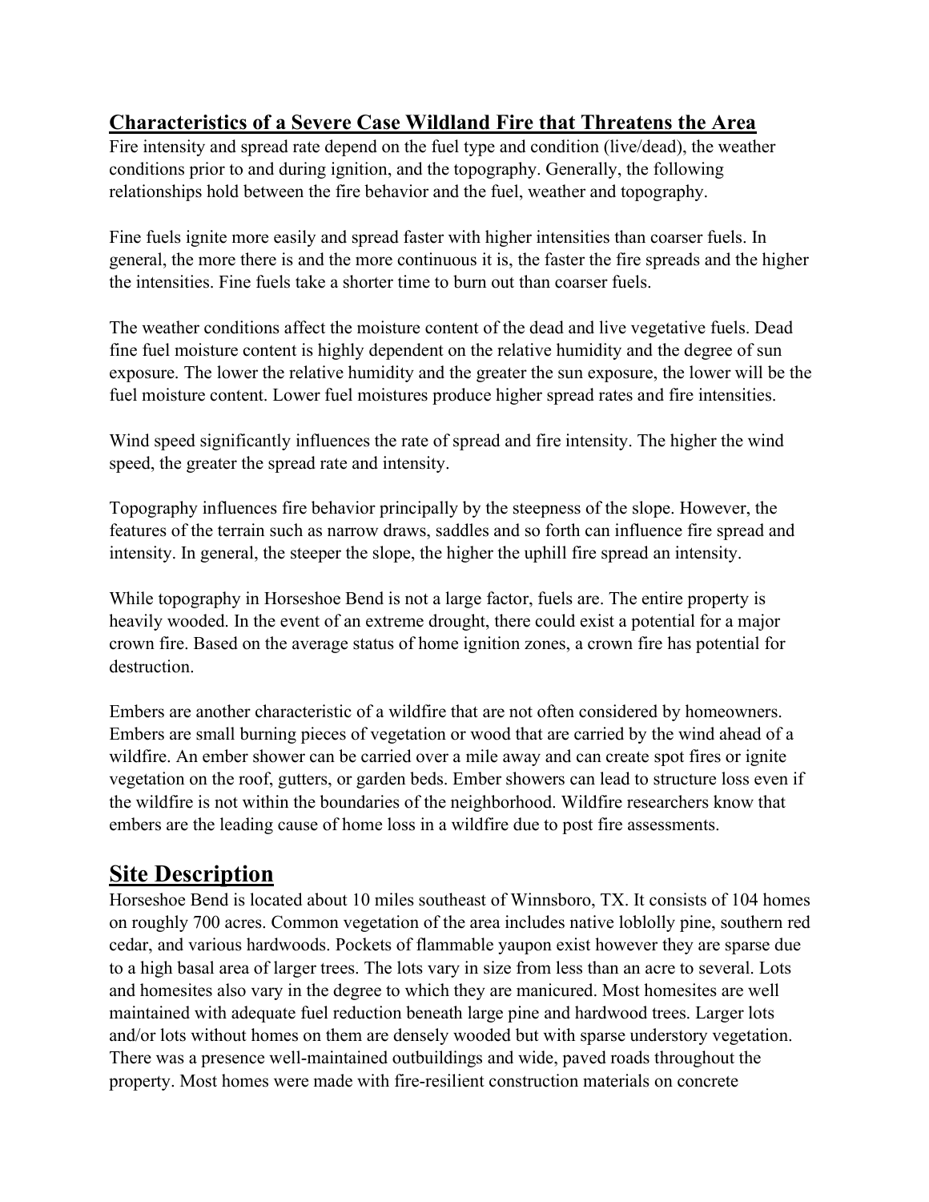## Characteristics of a Severe Case Wildland Fire that Threatens the Area

Fire intensity and spread rate depend on the fuel type and condition (live/dead), the weather conditions prior to and during ignition, and the topography. Generally, the following relationships hold between the fire behavior and the fuel, weather and topography.

Fine fuels ignite more easily and spread faster with higher intensities than coarser fuels. In general, the more there is and the more continuous it is, the faster the fire spreads and the higher the intensities. Fine fuels take a shorter time to burn out than coarser fuels.

The weather conditions affect the moisture content of the dead and live vegetative fuels. Dead fine fuel moisture content is highly dependent on the relative humidity and the degree of sun exposure. The lower the relative humidity and the greater the sun exposure, the lower will be the fuel moisture content. Lower fuel moistures produce higher spread rates and fire intensities.

Wind speed significantly influences the rate of spread and fire intensity. The higher the wind speed, the greater the spread rate and intensity.

Topography influences fire behavior principally by the steepness of the slope. However, the features of the terrain such as narrow draws, saddles and so forth can influence fire spread and intensity. In general, the steeper the slope, the higher the uphill fire spread an intensity.

While topography in Horseshoe Bend is not a large factor, fuels are. The entire property is heavily wooded. In the event of an extreme drought, there could exist a potential for a major crown fire. Based on the average status of home ignition zones, a crown fire has potential for destruction.

Embers are another characteristic of a wildfire that are not often considered by homeowners. Embers are small burning pieces of vegetation or wood that are carried by the wind ahead of a wildfire. An ember shower can be carried over a mile away and can create spot fires or ignite vegetation on the roof, gutters, or garden beds. Ember showers can lead to structure loss even if the wildfire is not within the boundaries of the neighborhood. Wildfire researchers know that embers are the leading cause of home loss in a wildfire due to post fire assessments.

# Site Description

Horseshoe Bend is located about 10 miles southeast of Winnsboro, TX. It consists of 104 homes on roughly 700 acres. Common vegetation of the area includes native loblolly pine, southern red cedar, and various hardwoods. Pockets of flammable yaupon exist however they are sparse due to a high basal area of larger trees. The lots vary in size from less than an acre to several. Lots and homesites also vary in the degree to which they are manicured. Most homesites are well maintained with adequate fuel reduction beneath large pine and hardwood trees. Larger lots and/or lots without homes on them are densely wooded but with sparse understory vegetation. There was a presence well-maintained outbuildings and wide, paved roads throughout the property. Most homes were made with fire-resilient construction materials on concrete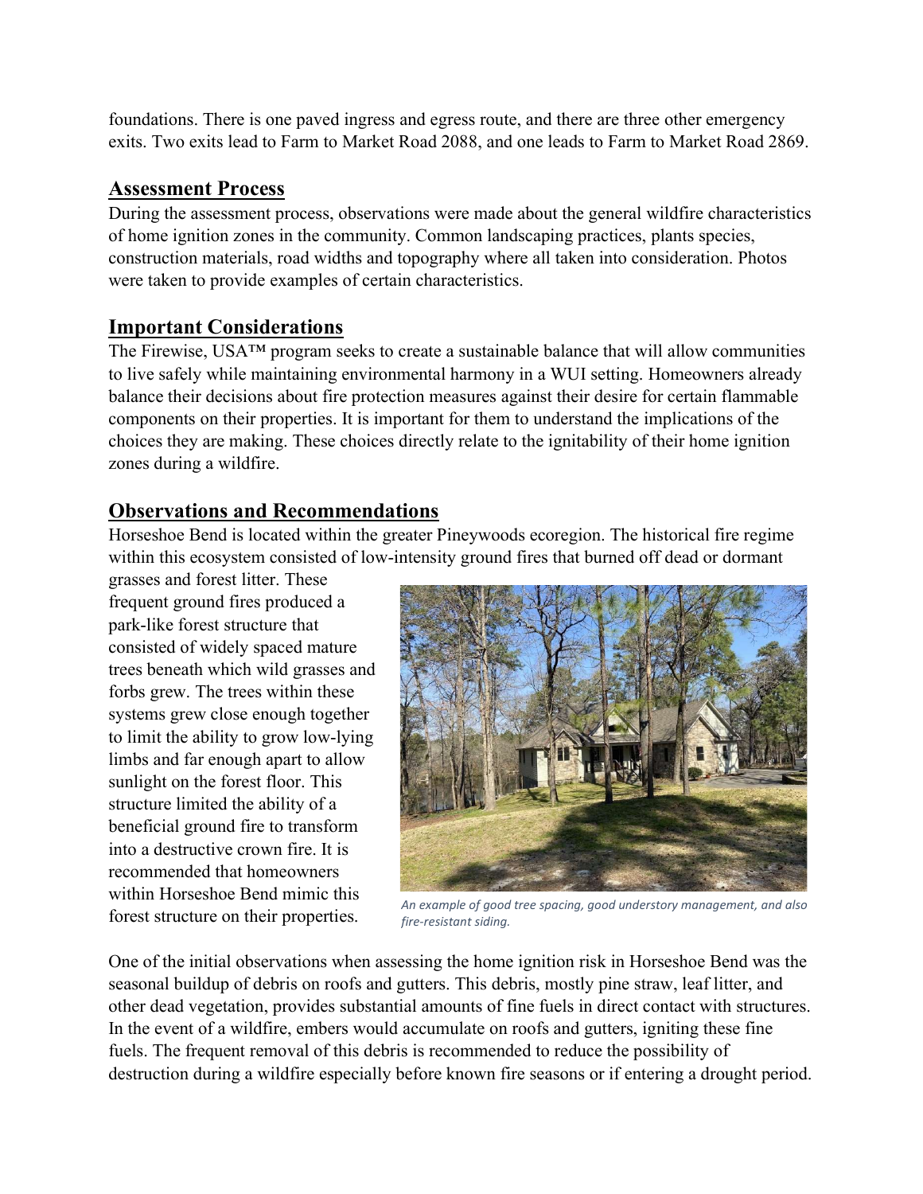foundations. There is one paved ingress and egress route, and there are three other emergency exits. Two exits lead to Farm to Market Road 2088, and one leads to Farm to Market Road 2869.

## Assessment Process

During the assessment process, observations were made about the general wildfire characteristics of home ignition zones in the community. Common landscaping practices, plants species, construction materials, road widths and topography where all taken into consideration. Photos were taken to provide examples of certain characteristics.

## Important Considerations

The Firewise, USA™ program seeks to create a sustainable balance that will allow communities to live safely while maintaining environmental harmony in a WUI setting. Homeowners already balance their decisions about fire protection measures against their desire for certain flammable components on their properties. It is important for them to understand the implications of the choices they are making. These choices directly relate to the ignitability of their home ignition zones during a wildfire.

## Observations and Recommendations

Horseshoe Bend is located within the greater Pineywoods ecoregion. The historical fire regime within this ecosystem consisted of low-intensity ground fires that burned off dead or dormant grasses and forest litter. These frequent ground fires produced a park-like forest structure that consisted of widely spaced mature trees beneath which wild grasses and forbs grew. The trees within these systems grew close enough together to limit the ability to grow low-lying limbs and far enough apart to allow sunlight on the forest floor. This structure limited the ability of a beneficial ground fire to transform into a destructive crown fire. It is recommended that homeowners within Horseshoe Bend mimic this forest structure on their properties.

*An example of good tree spacing, good understory management, and also fire-resistant siding.*

One of the initial observations when assessing the home ignition risk in Horseshoe Bend was the seasonal buildup of debris on roofs and gutters. This debris, mostly pine straw, leaf litter, and other dead vegetation, provides substantial amounts of fine fuels in direct contact with structures. In the event of a wildfire, embers would accumulate on roofs and gutters, igniting these fine fuels. The frequent removal of this debris is recommended to reduce the possibility of destruction during a wildfire especially before known fire seasons or if entering a drought period.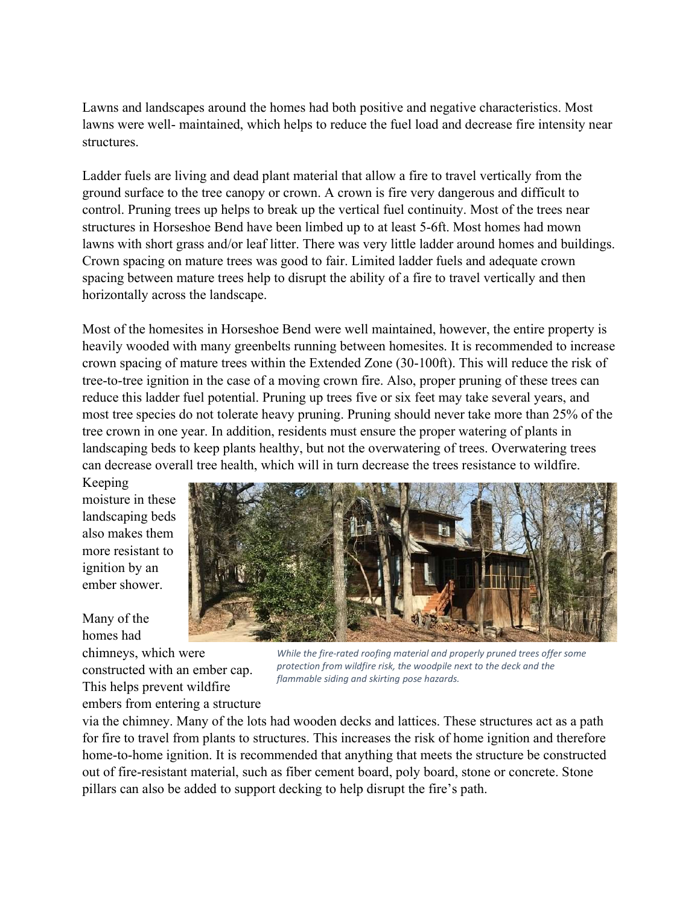Lawns and landscapes around the homes had both positive and negative characteristics. Most lawns were well- maintained, which helps to reduce the fuel load and decrease fire intensity near structures.

Ladder fuels are living and dead plant material that allow a fire to travel vertically from the ground surface to the tree canopy or crown. A crown is fire very dangerous and difficult to control. Pruning trees up helps to break up the vertical fuel continuity. Most of the trees near structures in Horseshoe Bend have been limbed up to at least 5-6ft. Most homes had mown lawns with short grass and/or leaf litter. There was very little ladder around homes and buildings. Crown spacing on mature trees was good to fair. Limited ladder fuels and adequate crown spacing between mature trees help to disrupt the ability of a fire to travel vertically and then horizontally across the landscape.

Most of the homesites in Horseshoe Bend were well maintained, however, the entire property is heavily wooded with many greenbelts running between homesites. It is recommended to increase crown spacing of mature trees within the Extended Zone (30-100ft). This will reduce the risk of tree-to-tree ignition in the case of a moving crown fire. Also, proper pruning of these trees can reduce this ladder fuel potential. Pruning up trees five or six feet may take several years, and most tree species do not tolerate heavy pruning. Pruning should never take more than 25% of the tree crown in one year. In addition, residents must ensure the proper watering of plants in landscaping beds to keep plants healthy, but not the overwatering of trees. Overwatering trees can decrease overall tree health, which will in turn decrease the trees resistance to wildfire. Keeping moisture in these landscaping beds also makes them more resistant to ignition by an ember shower.

*While the fire-rated roofing material and properly pruned trees offer some protection from wildfire risk, the woodpile next to the deck and the flammable siding and skirting pose hazards.*

Many of the homes had chimneys, which were constructed with an ember cap. This helps prevent wildfire embers from entering a structure via the chimney. Many of the lots had wooden decks and lattices. These structures act as a path for fire to travel from plants to structures. This increases the risk of home ignition and therefore home-to-home ignition. It is recommended that anything that meets the structure be constructed out of fire-resistant material, such as fiber cement board, poly board, stone or concrete. Stone pillars can also be added to support decking to help disrupt the fire's path.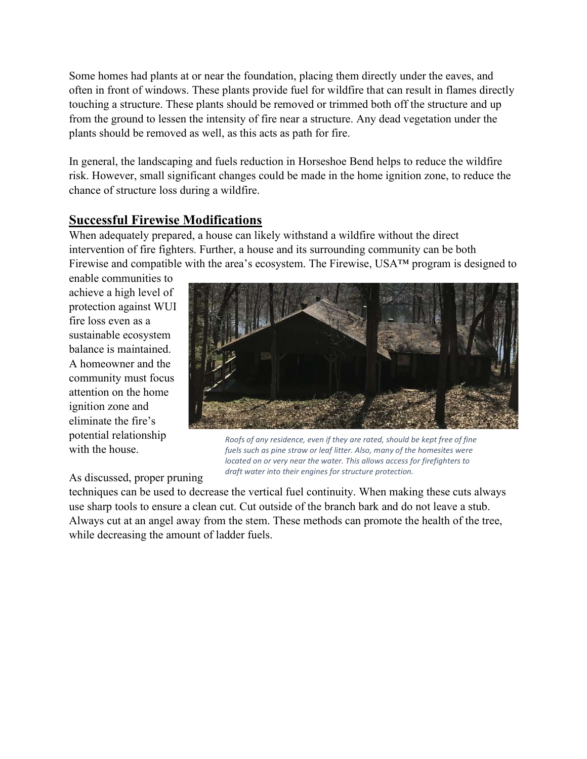Some homes had plants at or near the foundation, placing them directly under the eaves, and often in front of windows. These plants provide fuel for wildfire that can result in flames directly touching a structure. These plants should be removed or trimmed both off the structure and up from the ground to lessen the intensity of fire near a structure. Any dead vegetation under the plants should be removed as well, as this acts as path for fire.

In general, the landscaping and fuels reduction in Horseshoe Bend helps to reduce the wildfire risk. However, small significant changes could be made in the home ignition zone, to reduce the chance of structure loss during a wildfire.

## Successful Firewise Modifications

When adequately prepared, a house can likely withstand a wildfire without the direct intervention of fire fighters. Further, a house and its surrounding community can be both Firewise and compatible with the area's ecosystem. The Firewise, USA™ program is designed to enable communities to achieve a high level of protection against WUI fire loss even as a sustainable ecosystem balance is maintained. A homeowner and the community must focus attention on the home ignition zone and eliminate the fire's potential relationship with the house.

*Roofs of any residence, even if they are rated, should be kept free of fine fuels such as pine straw or leaf litter. Also, many of the homesites were located on or very near the water. This allows access for firefighters to draft water into their engines for structure protection.*

As discussed, proper pruning techniques can be used to decrease the vertical fuel continuity. When making these cuts always use sharp tools to ensure a clean cut. Cut outside of the branch bark and do not leave a stub. Always cut at an angel away from the stem. These methods can promote the health of the tree, while decreasing the amount of ladder fuels.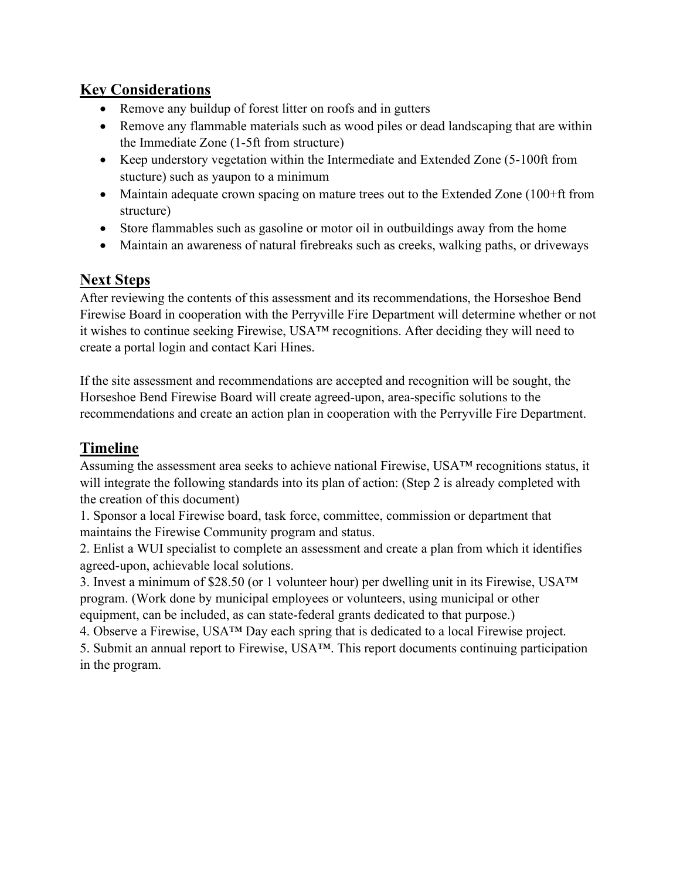## Key Considerations

- Remove any buildup of forest litter on roofs and in gutters
- Remove any flammable materials such as wood piles or dead landscaping that are within the Immediate Zone (1-5ft from structure)
- Keep understory vegetation within the Intermediate and Extended Zone (5-100ft from stucture) such as yaupon to a minimum
- Maintain adequate crown spacing on mature trees out to the Extended Zone (100+ft from structure)
- Store flammables such as gasoline or motor oil in outbuildings away from the home
- Maintain an awareness of natural firebreaks such as creeks, walking paths, or driveways

## Next Steps

After reviewing the contents of this assessment and its recommendations, the Horseshoe Bend Firewise Board in cooperation with the Perryville Fire Department will determine whether or not it wishes to continue seeking Firewise, USA™ recognitions. After deciding they will need to create a portal login and contact Kari Hines.

If the site assessment and recommendations are accepted and recognition will be sought, the Horseshoe Bend Firewise Board will create agreed-upon, area-specific solutions to the recommendations and create an action plan in cooperation with the Perryville Fire Department.

## Timeline

Assuming the assessment area seeks to achieve national Firewise, USA™ recognitions status, it will integrate the following standards into its plan of action: (Step 2 is already completed with the creation of this document)

1. Sponsor a local Firewise board, task force, committee, commission or department that maintains the Firewise Community program and status.
2. Enlist a WUI specialist to complete an assessment and create a plan from which it identifies agreed-upon, achievable local solutions.
3. Invest a minimum of $28.50 (or 1 volunteer hour) per dwelling unit in its Firewise, USA™ program. (Work done by municipal employees or volunteers, using municipal or other equipment, can be included, as can state-federal grants dedicated to that purpose.)
4. Observe a Firewise, USA™ Day each spring that is dedicated to a local Firewise project.
5. Submit an annual report to Firewise, USA™. This report documents continuing participation in the program.